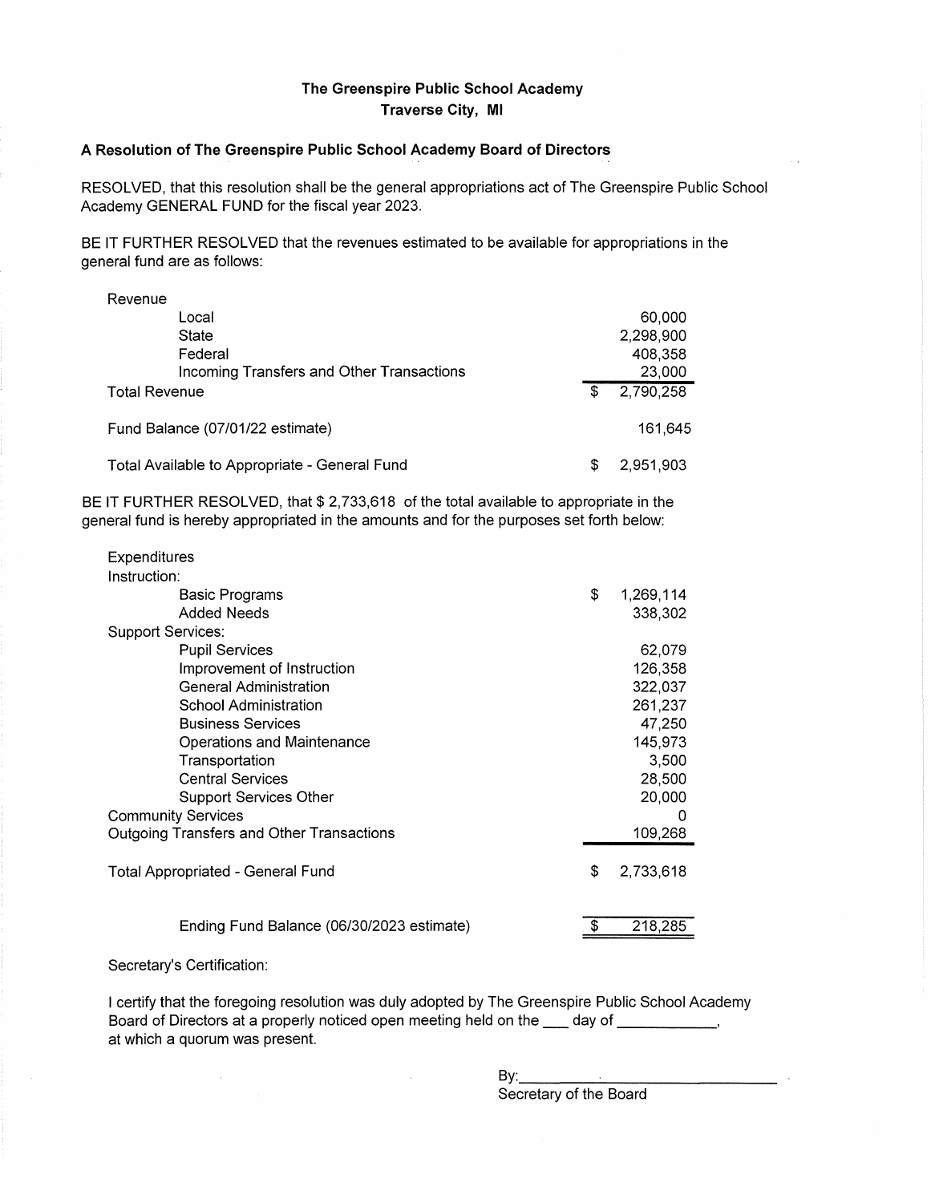**The Greenspire Public School Academy**
**Traverse City, MI**

**A Resolution of The Greenspire Public School Academy Board of Directors**

RESOLVED, that this resolution shall be the general appropriations act of The Greenspire Public School Academy GENERAL FUND for the fiscal year 2023.

BE IT FURTHER RESOLVED that the revenues estimated to be available for appropriations in the general fund are as follows:

| | |
|---|---|
| Revenue | |
| Local | 60,000 |
| State | 2,298,900 |
| Federal | 408,358 |
| Incoming Transfers and Other Transactions | 23,000 |
| Total Revenue | $ 2,790,258 |
| Fund Balance (07/01/22 estimate) | 161,645 |
| Total Available to Appropriate - General Fund | $ 2,951,903 |

BE IT FURTHER RESOLVED, that $ 2,733,618 of the total available to appropriate in the general fund is hereby appropriated in the amounts and for the purposes set forth below:

| | |
|---|---|
| Expenditures | |
| Instruction: | |
| Basic Programs | $ 1,269,114 |
| Added Needs | 338,302 |
| Support Services: | |
| Pupil Services | 62,079 |
| Improvement of Instruction | 126,358 |
| General Administration | 322,037 |
| School Administration | 261,237 |
| Business Services | 47,250 |
| Operations and Maintenance | 145,973 |
| Transportation | 3,500 |
| Central Services | 28,500 |
| Support Services Other | 20,000 |
| Community Services | 0 |
| Outgoing Transfers and Other Transactions | 109,268 |
| Total Appropriated - General Fund | $ 2,733,618 |
| Ending Fund Balance (06/30/2023 estimate) | $ 218,285 |

Secretary's Certification:

I certify that the foregoing resolution was duly adopted by The Greenspire Public School Academy Board of Directors at a properly noticed open meeting held on the ___ day of ___________, at which a quorum was present.

By:______________________________
Secretary of the Board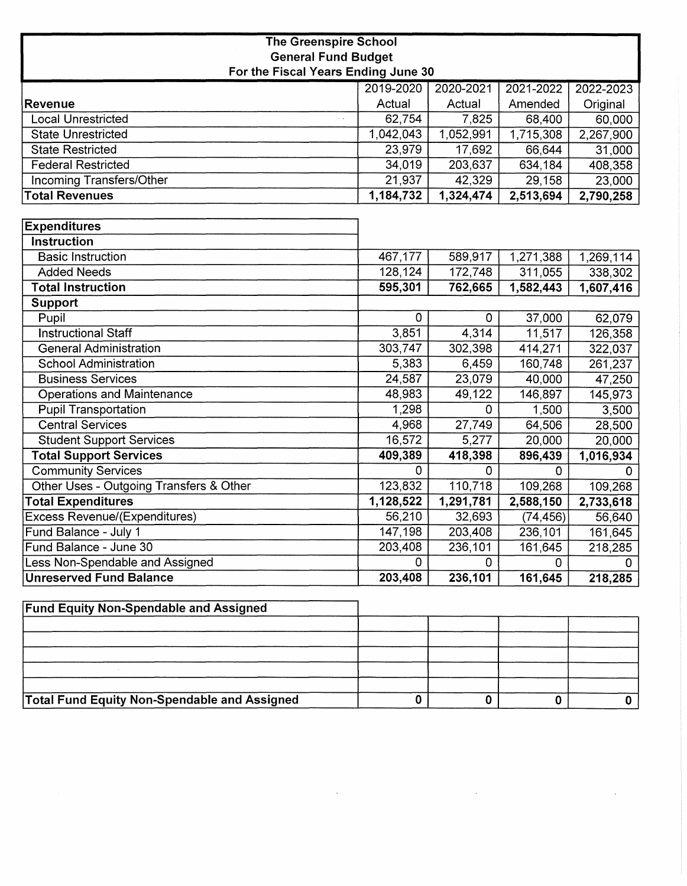# The Greenspire School
## General Fund Budget
### For the Fiscal Years Ending June 30

| Revenue | 2019-2020 Actual | 2020-2021 Actual | 2021-2022 Amended | 2022-2023 Original |
|---|---|---|---|---|
| Local Unrestricted | 62,754 | 7,825 | 68,400 | 60,000 |
| State Unrestricted | 1,042,043 | 1,052,991 | 1,715,308 | 2,267,900 |
| State Restricted | 23,979 | 17,692 | 66,644 | 31,000 |
| Federal Restricted | 34,019 | 203,637 | 634,184 | 408,358 |
| Incoming Transfers/Other | 21,937 | 42,329 | 29,158 | 23,000 |
| **Total Revenues** | **1,184,732** | **1,324,474** | **2,513,694** | **2,790,258** |

| Expenditures | 2019-2020 Actual | 2020-2021 Actual | 2021-2022 Amended | 2022-2023 Original |
|---|---|---|---|---|
| **Instruction** | | | | |
| Basic Instruction | 467,177 | 589,917 | 1,271,388 | 1,269,114 |
| Added Needs | 128,124 | 172,748 | 311,055 | 338,302 |
| **Total Instruction** | **595,301** | **762,665** | **1,582,443** | **1,607,416** |
| **Support** | | | | |
| Pupil | 0 | 0 | 37,000 | 62,079 |
| Instructional Staff | 3,851 | 4,314 | 11,517 | 126,358 |
| General Administration | 303,747 | 302,398 | 414,271 | 322,037 |
| School Administration | 5,383 | 6,459 | 160,748 | 261,237 |
| Business Services | 24,587 | 23,079 | 40,000 | 47,250 |
| Operations and Maintenance | 48,983 | 49,122 | 146,897 | 145,973 |
| Pupil Transportation | 1,298 | 0 | 1,500 | 3,500 |
| Central Services | 4,968 | 27,749 | 64,506 | 28,500 |
| Student Support Services | 16,572 | 5,277 | 20,000 | 20,000 |
| **Total Support Services** | **409,389** | **418,398** | **896,439** | **1,016,934** |
| Community Services | 0 | 0 | 0 | 0 |
| Other Uses - Outgoing Transfers & Other | 123,832 | 110,718 | 109,268 | 109,268 |
| **Total Expenditures** | **1,128,522** | **1,291,781** | **2,588,150** | **2,733,618** |
| Excess Revenue/(Expenditures) | 56,210 | 32,693 | (74,456) | 56,640 |
| Fund Balance - July 1 | 147,198 | 203,408 | 236,101 | 161,645 |
| Fund Balance - June 30 | 203,408 | 236,101 | 161,645 | 218,285 |
| Less Non-Spendable and Assigned | 0 | 0 | 0 | 0 |
| **Unreserved Fund Balance** | **203,408** | **236,101** | **161,645** | **218,285** |

| Fund Equity Non-Spendable and Assigned | | | | |
|---|---|---|---|---|
| | | | | |
| | | | | |
| | | | | |
| | | | | |
| | | | | |
| **Total Fund Equity Non-Spendable and Assigned** | **0** | **0** | **0** | **0** |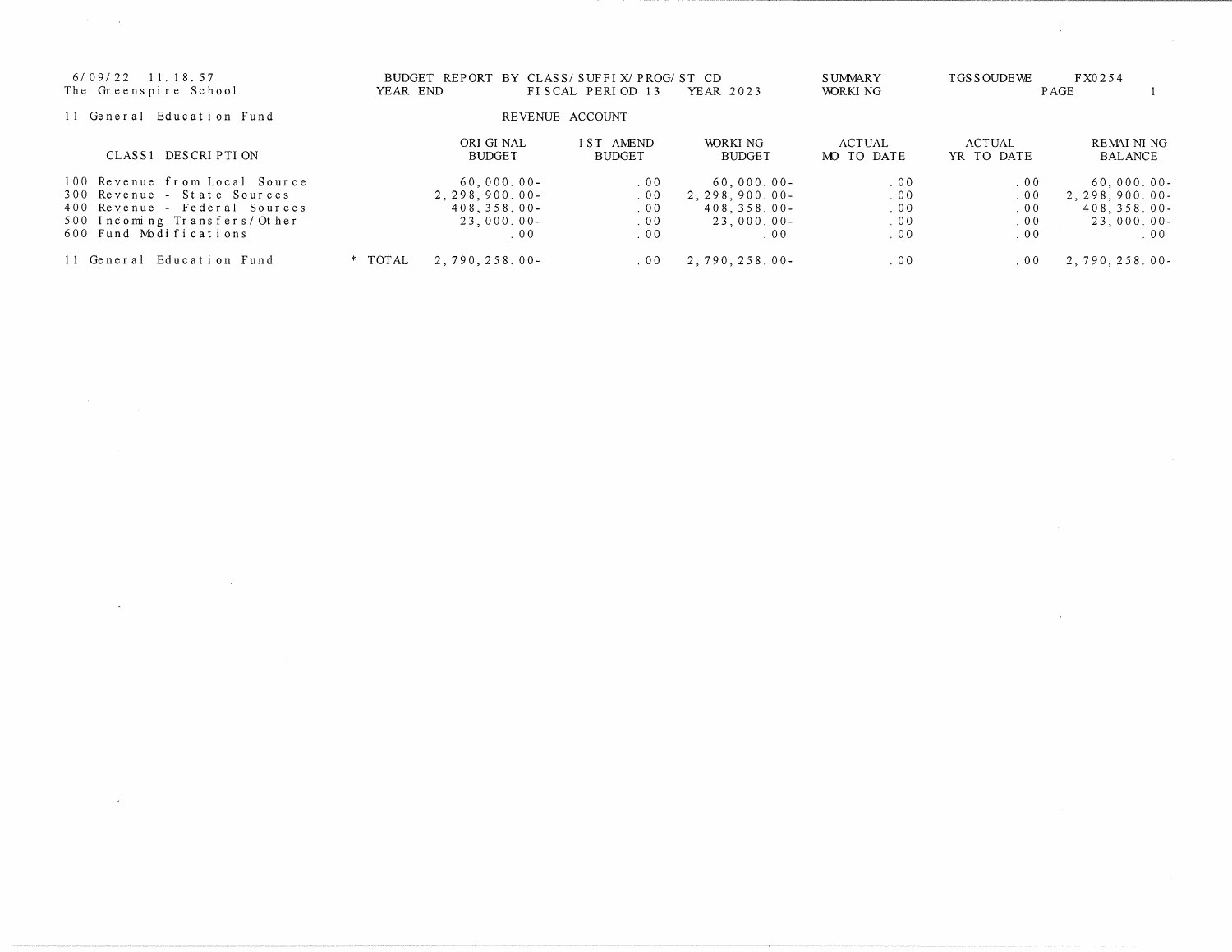6/09/22 11.18.57
The Greenspire School

BUDGET REPORT BY CLASS/SUFFIX/PROG/ST CD
YEAR END FISCAL PERIOD 13 YEAR 2023

SUMMARY
WORKING

TGSSOUDEWE FX0254
PAGE 1

11 General Education Fund

REVENUE ACCOUNT

| CLASS1 DESCRIPTION | | ORIGINAL BUDGET | 1ST AMEND BUDGET | WORKING BUDGET | ACTUAL MO TO DATE | ACTUAL YR TO DATE | REMAINING BALANCE |
|---|---|---|---|---|---|---|---|
| 100 Revenue from Local Source | | 60,000.00- | .00 | 60,000.00- | .00 | .00 | 60,000.00- |
| 300 Revenue - State Sources | | 2,298,900.00- | .00 | 2,298,900.00- | .00 | .00 | 2,298,900.00- |
| 400 Revenue - Federal Sources | | 408,358.00- | .00 | 408,358.00- | .00 | .00 | 408,358.00- |
| 500 Incoming Transfers/Other | | 23,000.00- | .00 | 23,000.00- | .00 | .00 | 23,000.00- |
| 600 Fund Modifications | | .00 | .00 | .00 | .00 | .00 | .00 |
| 11 General Education Fund | * TOTAL | 2,790,258.00- | .00 | 2,790,258.00- | .00 | .00 | 2,790,258.00- |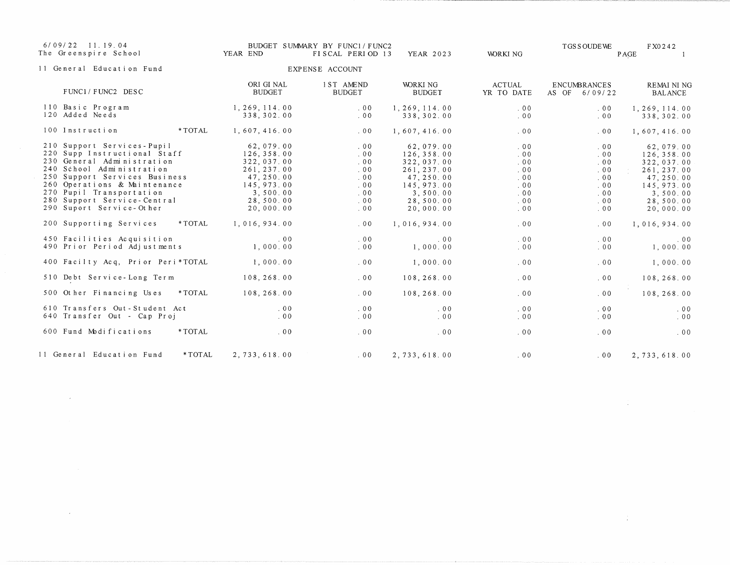6/09/22 11.19.04 BUDGET SUMMARY BY FUNC1/FUNC2 TGSSOUDEWE FX0242

The Greenspire School YEAR END FISCAL PERIOD 13 YEAR 2023 WORKING PAGE 1

11 General Education Fund EXPENSE ACCOUNT

| FUNC1/FUNC2 DESC | | ORIGINAL BUDGET | 1ST AMEND BUDGET | WORKING BUDGET | ACTUAL YR TO DATE | ENCUMBRANCES AS OF 6/09/22 | REMAINING BALANCE |
|---|---|---|---|---|---|---|---|
| 110 Basic Program | | 1,269,114.00 | .00 | 1,269,114.00 | .00 | .00 | 1,269,114.00 |
| 120 Added Needs | | 338,302.00 | .00 | 338,302.00 | .00 | .00 | 338,302.00 |
| 100 Instruction | *TOTAL | 1,607,416.00 | .00 | 1,607,416.00 | .00 | .00 | 1,607,416.00 |
| 210 Support Services-Pupil | | 62,079.00 | .00 | 62,079.00 | .00 | .00 | 62,079.00 |
| 220 Supp Instructional Staff | | 126,358.00 | .00 | 126,358.00 | .00 | .00 | 126,358.00 |
| 230 General Administration | | 322,037.00 | .00 | 322,037.00 | .00 | .00 | 322,037.00 |
| 240 School Administration | | 261,237.00 | .00 | 261,237.00 | .00 | .00 | 261,237.00 |
| 250 Support Services Business | | 47,250.00 | .00 | 47,250.00 | .00 | .00 | 47,250.00 |
| 260 Operations & Maintenance | | 145,973.00 | .00 | 145,973.00 | .00 | .00 | 145,973.00 |
| 270 Pupil Transportation | | 3,500.00 | .00 | 3,500.00 | .00 | .00 | 3,500.00 |
| 280 Support Service-Central | | 28,500.00 | .00 | 28,500.00 | .00 | .00 | 28,500.00 |
| 290 Suport Service-Other | | 20,000.00 | .00 | 20,000.00 | .00 | .00 | 20,000.00 |
| 200 Supporting Services | *TOTAL | 1,016,934.00 | .00 | 1,016,934.00 | .00 | .00 | 1,016,934.00 |
| 450 Facilities Acquisition | | .00 | .00 | .00 | .00 | .00 | .00 |
| 490 Prior Period Adjustments | | 1,000.00 | .00 | 1,000.00 | .00 | .00 | 1,000.00 |
| 400 Facilty Acq, Prior Peri | *TOTAL | 1,000.00 | .00 | 1,000.00 | .00 | .00 | 1,000.00 |
| 510 Debt Service-Long Term | | 108,268.00 | .00 | 108,268.00 | .00 | .00 | 108,268.00 |
| 500 Other Financing Uses | *TOTAL | 108,268.00 | .00 | 108,268.00 | .00 | .00 | 108,268.00 |
| 610 Transfers Out-Student Act | | .00 | .00 | .00 | .00 | .00 | .00 |
| 640 Transfer Out - Cap Proj | | .00 | .00 | .00 | .00 | .00 | .00 |
| 600 Fund Modifications | *TOTAL | .00 | .00 | .00 | .00 | .00 | .00 |
| 11 General Education Fund | *TOTAL | 2,733,618.00 | .00 | 2,733,618.00 | .00 | .00 | 2,733,618.00 |